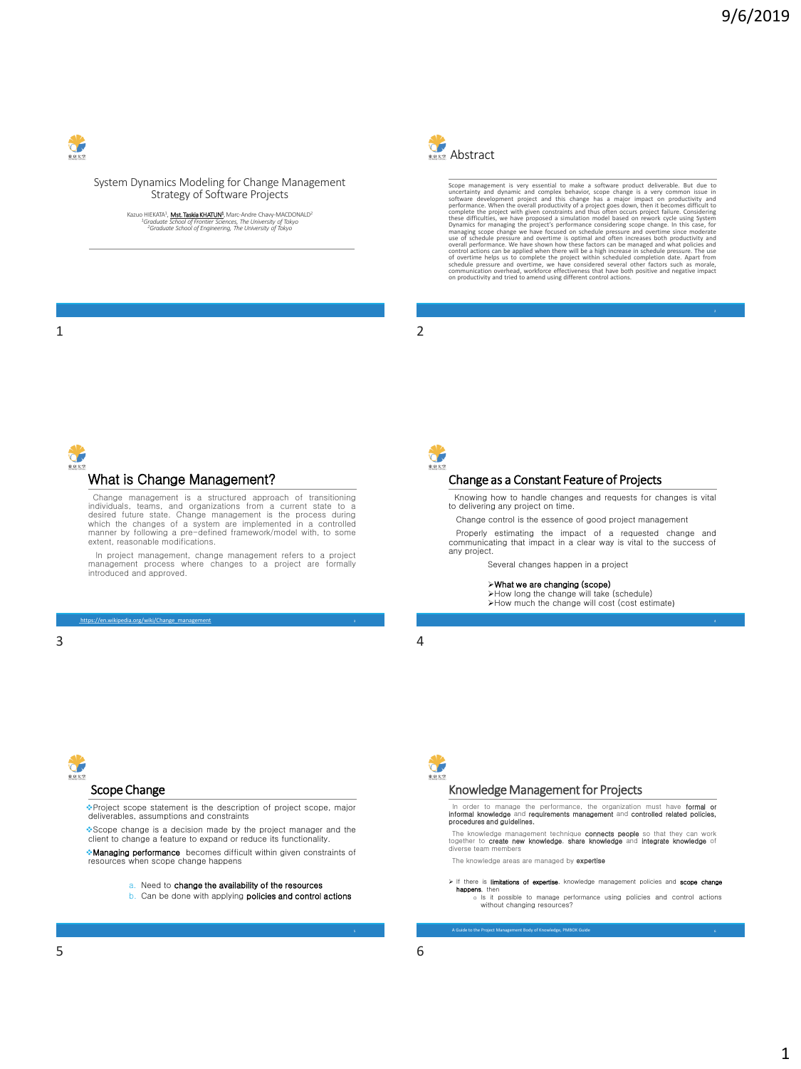System Dynamics Modeling for Change Management Strategy of Software Projects

Kazuo HIEKATA[1], **Mst. Taskia KHATUN[1]**, Marc-Andre Chavy-MACDONALD[2]

[1]*Graduate School of Frontier Sciences, The University of Tokyo*
[2]*Graduate School of Engineering, The University of Tokyo*

## Abstract

Scope management is very essential to make a software product deliverable. But due to uncertainty and dynamic and complex behavior, scope change is a very common issue in software development project and this change has a major impact on productivity and performance. When the overall productivity of a project goes down, then it becomes difficult to complete the project with given constraints and thus often occurs project failure. Considering these difficulties, we have proposed a simulation model based on rework cycle using System Dynamics for managing the project's performance considering scope change. In this case, for managing scope change we have focused on schedule pressure and overtime since moderate use of schedule pressure and overtime is optimal and often increases both productivity and overall performance. We have shown how these factors can be managed and what policies and control actions can be applied when there will be a high increase in schedule pressure. The use of overtime helps us to complete the project within scheduled completion date. Apart from schedule pressure and overtime, we have considered several other factors such as morale, communication overhead, workforce effectiveness that have both positive and negative impact on productivity and tried to amend using different control actions.

## What is Change Management?

Change management is a structured approach of transitioning individuals, teams, and organizations from a current state to a desired future state. Change management is the process during which the changes of a system are implemented in a controlled manner by following a pre-defined framework/model with, to some extent, reasonable modifications.

In project management, change management refers to a project management process where changes to a project are formally introduced and approved.

https://en.wikipedia.org/wiki/Change_management

## Change as a Constant Feature of Projects

Knowing how to handle changes and requests for changes is vital to delivering any project on time.

Change control is the essence of good project management

Properly estimating the impact of a requested change and communicating that impact in a clear way is vital to the success of any project.

Several changes happen in a project

- What we are changing (scope)
- How long the change will take (schedule)
- How much the change will cost (cost estimate)

## Scope Change

- Project scope statement is the description of project scope, major deliverables, assumptions and constraints
- Scope change is a decision made by the project manager and the client to change a feature to expand or reduce its functionality.
- **Managing performance** becomes difficult within given constraints of resources when scope change happens

a. Need to **change the availability of the resources**
b. Can be done with applying **policies and control actions**

## Knowledge Management for Projects

In order to manage the performance, the organization must have **formal or informal knowledge** and **requirements management** and **controlled related policies, procedures and guidelines.**

The knowledge management technique **connects people** so that they can work together to **create new knowledge**, **share knowledge** and **integrate knowledge** of diverse team members

The knowledge areas are managed by **expertise**

- If there is **limitations of expertise**, knowledge management policies and **scope change happens**, then
  - Is it possible to manage performance using policies and control actions without changing resources?

A Guide to the Project Management Body of Knowledge, PMBOK Guide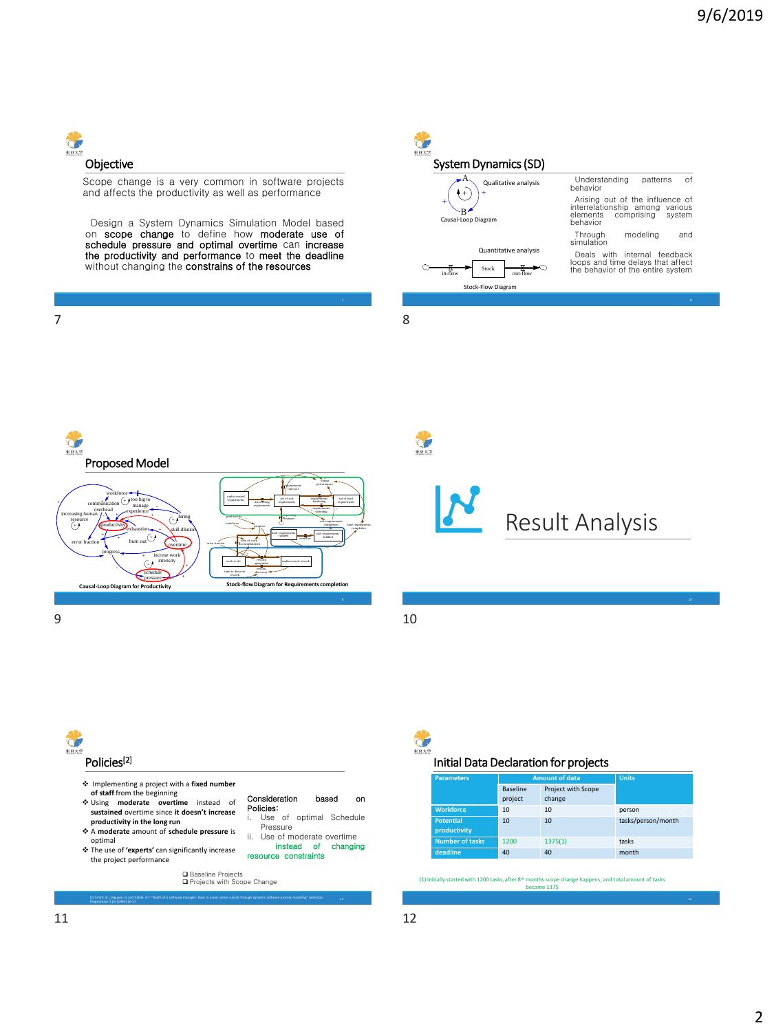## Objective

Scope change is a very common in software projects and affects the productivity as well as performance

Design a System Dynamics Simulation Model based on **scope change** to define how **moderate use of schedule pressure and optimal overtime** can **increase the productivity and performance** to **meet the deadline** without changing the **constrains of the resources**

## System Dynamics (SD)

Qualitative analysis

Causal-Loop Diagram

Quantitative analysis

Stock-Flow Diagram

- Understanding patterns of behavior
- Arising out of the influence of interrelationship among various elements comprising system behavior
- Through modeling and simulation
- Deals with internal feedback loops and time delays that affect the behavior of the entire system

## Proposed Model

Causal-Loop Diagram for Productivity

Stock-flow Diagram for Requirements completion

## Result Analysis

## Policies[2]

- Implementing a project with a **fixed number of staff** from the beginning
- Using **moderate overtime** instead of **sustained** overtime since **it doesn't increase productivity in the long run**
- A **moderate** amount of **schedule pressure** is optimal
- The use of **'experts'** can significantly increase the project performance

Consideration based on Policies:

i. Use of optimal Schedule Pressure
ii. Use of moderate overtime instead of changing resource constraints

- Baseline Projects
- Projects with Scope Change

[2] Smith, B J, Nguyen, N and Vidale, R F "Death of a software manager: How to avoid career suicide through dynamic software process modeling" American Programmer 3 (5) (1993) 10-17

## Initial Data Declaration for projects

| Parameters | Amount of data | | Units |
|---|---|---|---|
| | Baseline project | Project with Scope change | |
| Workforce | 10 | 10 | person |
| Potential productivity | 10 | 10 | tasks/person/month |
| Number of tasks | 1200 | 1375(1) | tasks |
| deadline | 40 | 40 | month |

(1) Initially started with 1200 tasks, after 8th months scope change happens, and total amount of tasks became 1375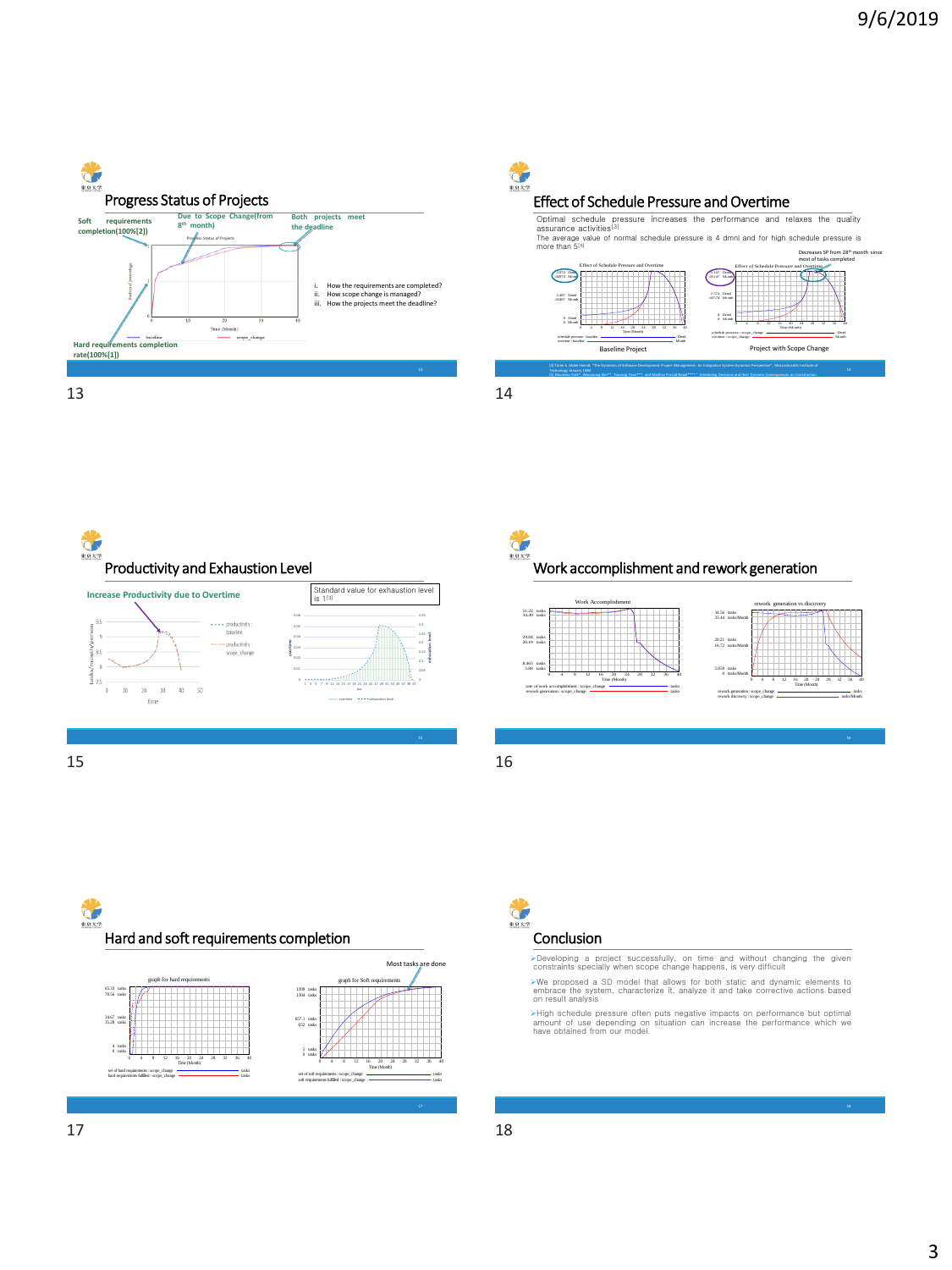## Progress Status of Projects

Soft requirements completion(100%[2])

Due to Scope Change(from 8th month)

Both projects meet the deadline

Progress Status of Projects

Hard requirements completion rate(100%[1])

baseline

scope_change

Time (Month)

i. How the requirements are completed?
ii. How scope change is managed?
iii. How the projects meet the deadline?

## Effect of Schedule Pressure and Overtime

Optimal schedule pressure increases the performance and relaxes the quality assurance activities[3]

The average value of normal schedule pressure is 4 dmnl and for high schedule pressure is more than 5[5]

Decreases SP from 28th month since most of tasks completed

Effect of Schedule Pressure and Overtime

Baseline Project

Project with Scope Change

[3] Tarek K. Abdel-Hamid, "The Dynamics of Software Development Project Management: An Integrative System Dynamics Perspective", Massachusetts Institute of Technology January 1984

[5] Moonseo Park*, Wooyoung Kim**, Yoosang Yoon***, and Madhav Prasad Nepal****, "Scheduling Decisions and their Dynamic Consequences on Construction

## Productivity and Exhaustion Level

Increase Productivity due to Overtime

Standard value for exhaustion level is 1[3]

productivity : baseline

productivity : scope_change

time

overtime

exhaustion level

## Work accomplishment and rework generation

Work Accomplishment

rework generation vs discovery

Time (Month)

rate of work accomplishment : scope_change

rework generation : scope_change

rework generation : scope_change

rework discovery : scope_change

## Hard and soft requirements completion

Most tasks are done

graph for hard requirements

graph for Soft requirements

set of hard requirements : scope_change

Hard requirements fulfilled : scope_change

set of soft requirements : scope_change

soft requirements fulfilled : scope_change

Time (Month)

## Conclusion

- Developing a project successfully, on time and without changing the given constraints specially when scope change happens, is very difficult
- We proposed a SD model that allows for both static and dynamic elements to embrace the system, characterize it, analyze it and take corrective actions based on result analysis
- High schedule pressure often puts negative impacts on performance but optimal amount of use depending on situation can increase the performance which we have obtained from our model.